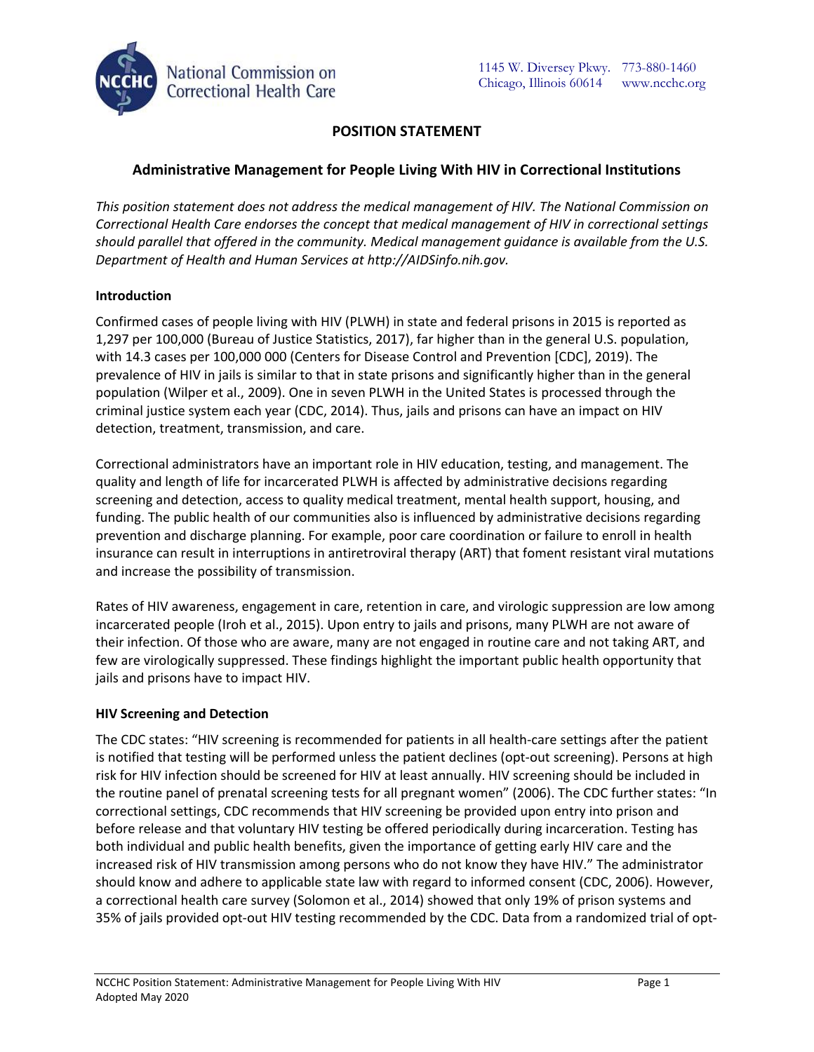National Commission on Correctional Health Care

1145 W. Diversey Pkwy. Chicago, Illinois 60614 773-880-1460 www.ncchc.org

# POSITION STATEMENT

## Administrative Management for People Living With HIV in Correctional Institutions

*This position statement does not address the medical management of HIV. The National Commission on Correctional Health Care endorses the concept that medical management of HIV in correctional settings should parallel that offered in the community. Medical management guidance is available from the U.S. Department of Health and Human Services at http://AIDSinfo.nih.gov.*

### Introduction

Confirmed cases of people living with HIV (PLWH) in state and federal prisons in 2015 is reported as 1,297 per 100,000 (Bureau of Justice Statistics, 2017), far higher than in the general U.S. population, with 14.3 cases per 100,000 000 (Centers for Disease Control and Prevention [CDC], 2019). The prevalence of HIV in jails is similar to that in state prisons and significantly higher than in the general population (Wilper et al., 2009). One in seven PLWH in the United States is processed through the criminal justice system each year (CDC, 2014). Thus, jails and prisons can have an impact on HIV detection, treatment, transmission, and care.

Correctional administrators have an important role in HIV education, testing, and management. The quality and length of life for incarcerated PLWH is affected by administrative decisions regarding screening and detection, access to quality medical treatment, mental health support, housing, and funding. The public health of our communities also is influenced by administrative decisions regarding prevention and discharge planning. For example, poor care coordination or failure to enroll in health insurance can result in interruptions in antiretroviral therapy (ART) that foment resistant viral mutations and increase the possibility of transmission.

Rates of HIV awareness, engagement in care, retention in care, and virologic suppression are low among incarcerated people (Iroh et al., 2015). Upon entry to jails and prisons, many PLWH are not aware of their infection. Of those who are aware, many are not engaged in routine care and not taking ART, and few are virologically suppressed. These findings highlight the important public health opportunity that jails and prisons have to impact HIV.

### HIV Screening and Detection

The CDC states: "HIV screening is recommended for patients in all health-care settings after the patient is notified that testing will be performed unless the patient declines (opt-out screening). Persons at high risk for HIV infection should be screened for HIV at least annually. HIV screening should be included in the routine panel of prenatal screening tests for all pregnant women" (2006). The CDC further states: "In correctional settings, CDC recommends that HIV screening be provided upon entry into prison and before release and that voluntary HIV testing be offered periodically during incarceration. Testing has both individual and public health benefits, given the importance of getting early HIV care and the increased risk of HIV transmission among persons who do not know they have HIV." The administrator should know and adhere to applicable state law with regard to informed consent (CDC, 2006). However, a correctional health care survey (Solomon et al., 2014) showed that only 19% of prison systems and 35% of jails provided opt-out HIV testing recommended by the CDC. Data from a randomized trial of opt-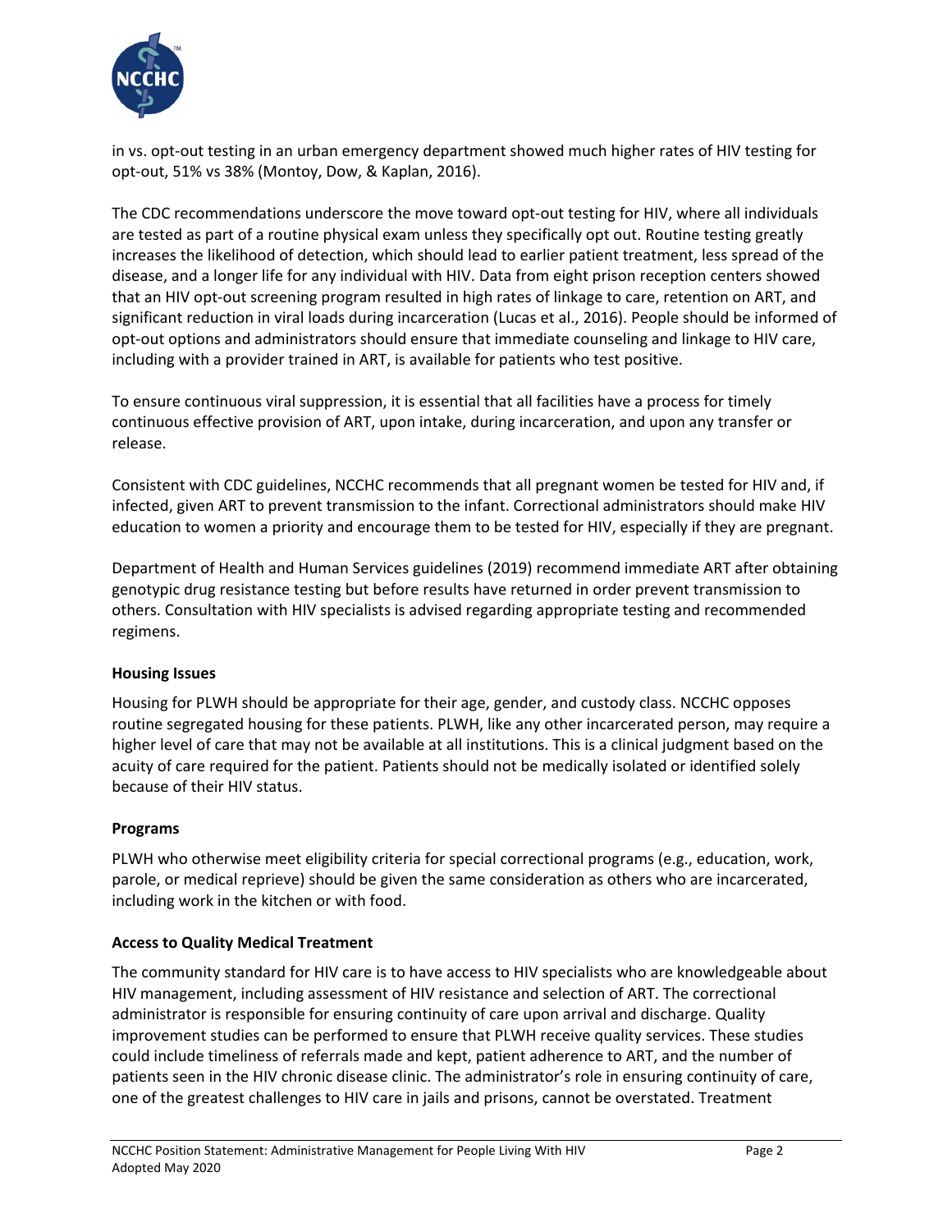in vs. opt-out testing in an urban emergency department showed much higher rates of HIV testing for opt-out, 51% vs 38% (Montoy, Dow, & Kaplan, 2016).

The CDC recommendations underscore the move toward opt-out testing for HIV, where all individuals are tested as part of a routine physical exam unless they specifically opt out. Routine testing greatly increases the likelihood of detection, which should lead to earlier patient treatment, less spread of the disease, and a longer life for any individual with HIV. Data from eight prison reception centers showed that an HIV opt-out screening program resulted in high rates of linkage to care, retention on ART, and significant reduction in viral loads during incarceration (Lucas et al., 2016). People should be informed of opt-out options and administrators should ensure that immediate counseling and linkage to HIV care, including with a provider trained in ART, is available for patients who test positive.

To ensure continuous viral suppression, it is essential that all facilities have a process for timely continuous effective provision of ART, upon intake, during incarceration, and upon any transfer or release.

Consistent with CDC guidelines, NCCHC recommends that all pregnant women be tested for HIV and, if infected, given ART to prevent transmission to the infant. Correctional administrators should make HIV education to women a priority and encourage them to be tested for HIV, especially if they are pregnant.

Department of Health and Human Services guidelines (2019) recommend immediate ART after obtaining genotypic drug resistance testing but before results have returned in order prevent transmission to others. Consultation with HIV specialists is advised regarding appropriate testing and recommended regimens.

**Housing Issues**

Housing for PLWH should be appropriate for their age, gender, and custody class. NCCHC opposes routine segregated housing for these patients. PLWH, like any other incarcerated person, may require a higher level of care that may not be available at all institutions. This is a clinical judgment based on the acuity of care required for the patient. Patients should not be medically isolated or identified solely because of their HIV status.

**Programs**

PLWH who otherwise meet eligibility criteria for special correctional programs (e.g., education, work, parole, or medical reprieve) should be given the same consideration as others who are incarcerated, including work in the kitchen or with food.

**Access to Quality Medical Treatment**

The community standard for HIV care is to have access to HIV specialists who are knowledgeable about HIV management, including assessment of HIV resistance and selection of ART. The correctional administrator is responsible for ensuring continuity of care upon arrival and discharge. Quality improvement studies can be performed to ensure that PLWH receive quality services. These studies could include timeliness of referrals made and kept, patient adherence to ART, and the number of patients seen in the HIV chronic disease clinic. The administrator's role in ensuring continuity of care, one of the greatest challenges to HIV care in jails and prisons, cannot be overstated. Treatment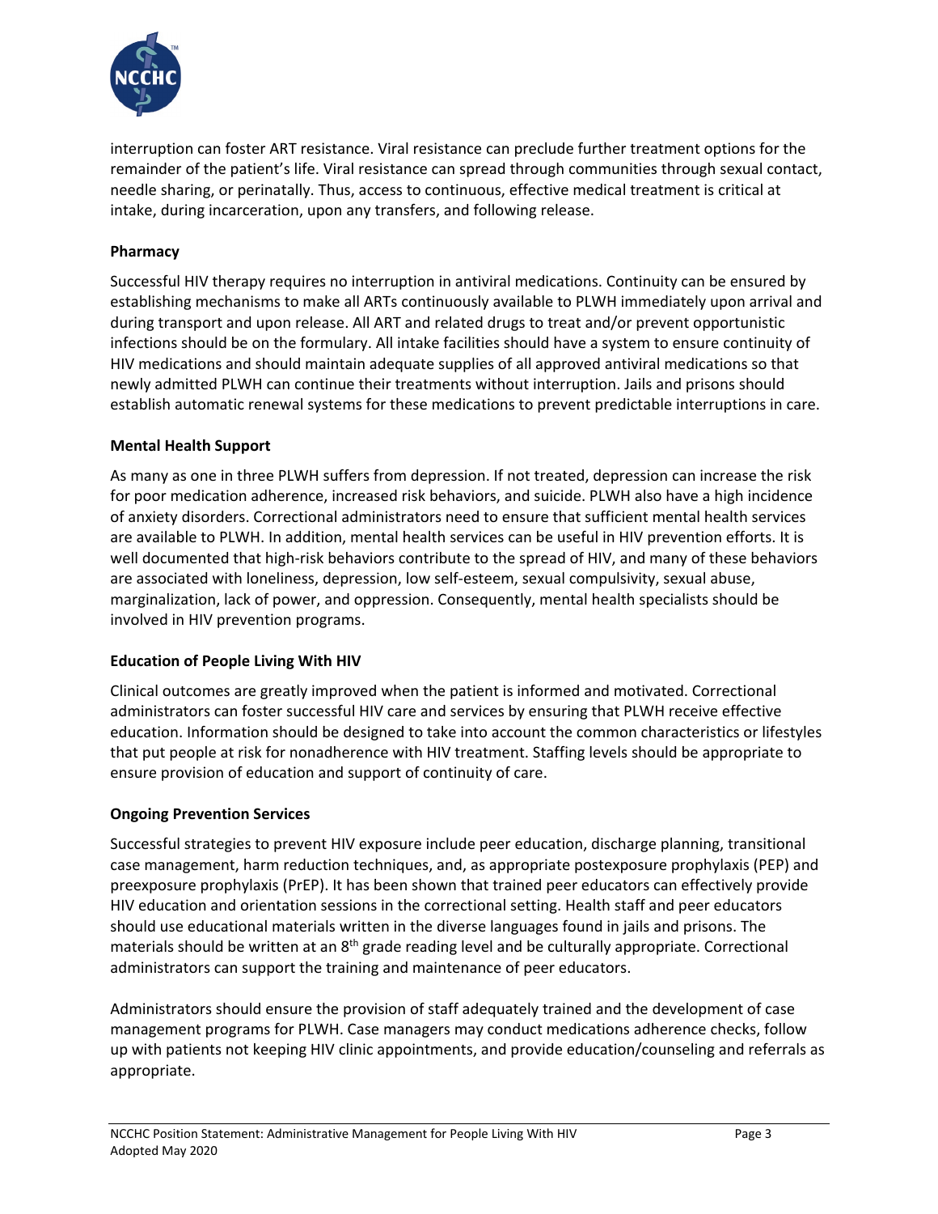interruption can foster ART resistance. Viral resistance can preclude further treatment options for the remainder of the patient's life. Viral resistance can spread through communities through sexual contact, needle sharing, or perinatally. Thus, access to continuous, effective medical treatment is critical at intake, during incarceration, upon any transfers, and following release.

**Pharmacy**

Successful HIV therapy requires no interruption in antiviral medications. Continuity can be ensured by establishing mechanisms to make all ARTs continuously available to PLWH immediately upon arrival and during transport and upon release. All ART and related drugs to treat and/or prevent opportunistic infections should be on the formulary. All intake facilities should have a system to ensure continuity of HIV medications and should maintain adequate supplies of all approved antiviral medications so that newly admitted PLWH can continue their treatments without interruption. Jails and prisons should establish automatic renewal systems for these medications to prevent predictable interruptions in care.

**Mental Health Support**

As many as one in three PLWH suffers from depression. If not treated, depression can increase the risk for poor medication adherence, increased risk behaviors, and suicide. PLWH also have a high incidence of anxiety disorders. Correctional administrators need to ensure that sufficient mental health services are available to PLWH. In addition, mental health services can be useful in HIV prevention efforts. It is well documented that high-risk behaviors contribute to the spread of HIV, and many of these behaviors are associated with loneliness, depression, low self-esteem, sexual compulsivity, sexual abuse, marginalization, lack of power, and oppression. Consequently, mental health specialists should be involved in HIV prevention programs.

**Education of People Living With HIV**

Clinical outcomes are greatly improved when the patient is informed and motivated. Correctional administrators can foster successful HIV care and services by ensuring that PLWH receive effective education. Information should be designed to take into account the common characteristics or lifestyles that put people at risk for nonadherence with HIV treatment. Staffing levels should be appropriate to ensure provision of education and support of continuity of care.

**Ongoing Prevention Services**

Successful strategies to prevent HIV exposure include peer education, discharge planning, transitional case management, harm reduction techniques, and, as appropriate postexposure prophylaxis (PEP) and preexposure prophylaxis (PrEP). It has been shown that trained peer educators can effectively provide HIV education and orientation sessions in the correctional setting. Health staff and peer educators should use educational materials written in the diverse languages found in jails and prisons. The materials should be written at an 8th grade reading level and be culturally appropriate. Correctional administrators can support the training and maintenance of peer educators.

Administrators should ensure the provision of staff adequately trained and the development of case management programs for PLWH. Case managers may conduct medications adherence checks, follow up with patients not keeping HIV clinic appointments, and provide education/counseling and referrals as appropriate.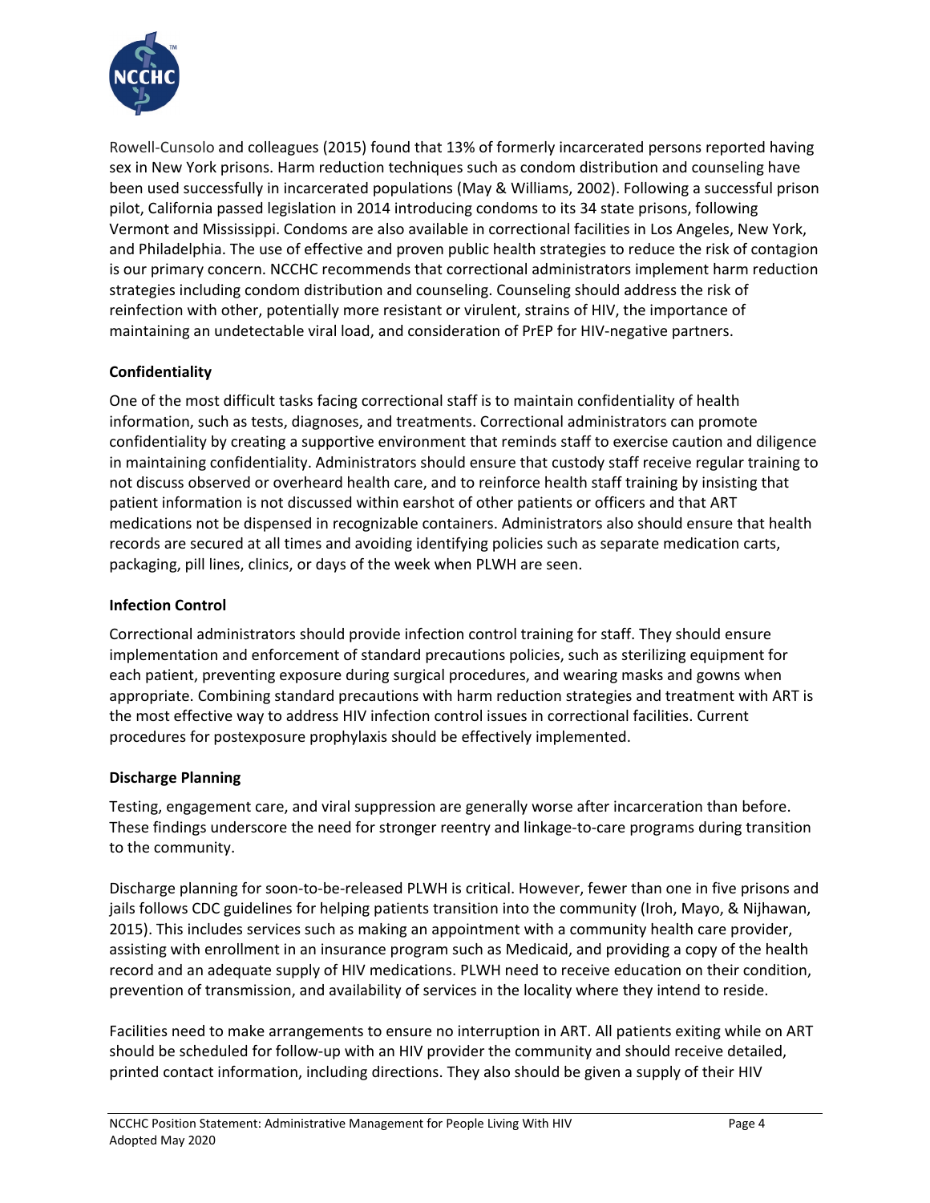Rowell-Cunsolo and colleagues (2015) found that 13% of formerly incarcerated persons reported having sex in New York prisons. Harm reduction techniques such as condom distribution and counseling have been used successfully in incarcerated populations (May & Williams, 2002). Following a successful prison pilot, California passed legislation in 2014 introducing condoms to its 34 state prisons, following Vermont and Mississippi. Condoms are also available in correctional facilities in Los Angeles, New York, and Philadelphia. The use of effective and proven public health strategies to reduce the risk of contagion is our primary concern. NCCHC recommends that correctional administrators implement harm reduction strategies including condom distribution and counseling. Counseling should address the risk of reinfection with other, potentially more resistant or virulent, strains of HIV, the importance of maintaining an undetectable viral load, and consideration of PrEP for HIV-negative partners.

**Confidentiality**

One of the most difficult tasks facing correctional staff is to maintain confidentiality of health information, such as tests, diagnoses, and treatments. Correctional administrators can promote confidentiality by creating a supportive environment that reminds staff to exercise caution and diligence in maintaining confidentiality. Administrators should ensure that custody staff receive regular training to not discuss observed or overheard health care, and to reinforce health staff training by insisting that patient information is not discussed within earshot of other patients or officers and that ART medications not be dispensed in recognizable containers. Administrators also should ensure that health records are secured at all times and avoiding identifying policies such as separate medication carts, packaging, pill lines, clinics, or days of the week when PLWH are seen.

**Infection Control**

Correctional administrators should provide infection control training for staff. They should ensure implementation and enforcement of standard precautions policies, such as sterilizing equipment for each patient, preventing exposure during surgical procedures, and wearing masks and gowns when appropriate. Combining standard precautions with harm reduction strategies and treatment with ART is the most effective way to address HIV infection control issues in correctional facilities. Current procedures for postexposure prophylaxis should be effectively implemented.

**Discharge Planning**

Testing, engagement care, and viral suppression are generally worse after incarceration than before. These findings underscore the need for stronger reentry and linkage-to-care programs during transition to the community.

Discharge planning for soon-to-be-released PLWH is critical. However, fewer than one in five prisons and jails follows CDC guidelines for helping patients transition into the community (Iroh, Mayo, & Nijhawan, 2015). This includes services such as making an appointment with a community health care provider, assisting with enrollment in an insurance program such as Medicaid, and providing a copy of the health record and an adequate supply of HIV medications. PLWH need to receive education on their condition, prevention of transmission, and availability of services in the locality where they intend to reside.

Facilities need to make arrangements to ensure no interruption in ART. All patients exiting while on ART should be scheduled for follow-up with an HIV provider the community and should receive detailed, printed contact information, including directions. They also should be given a supply of their HIV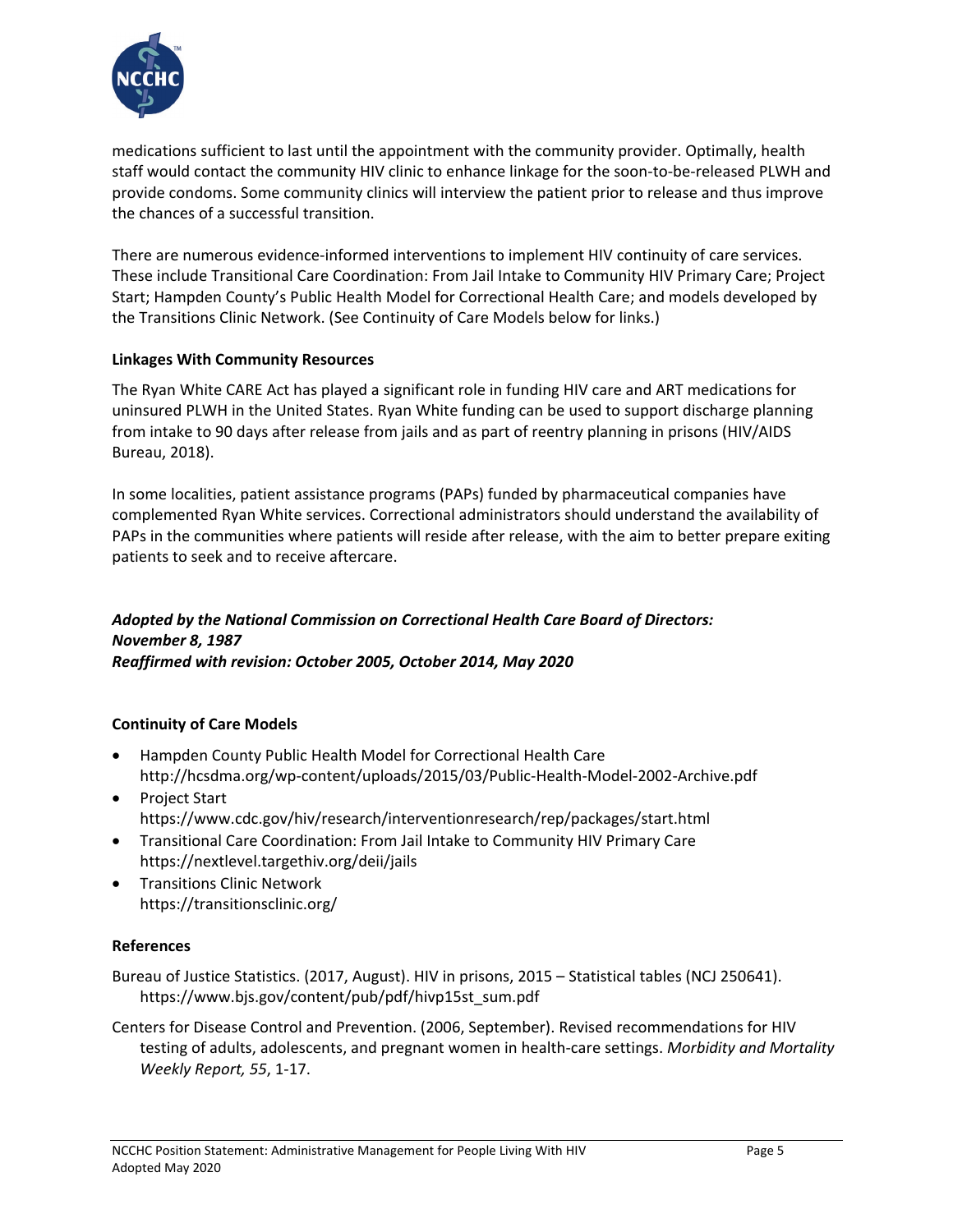medications sufficient to last until the appointment with the community provider. Optimally, health staff would contact the community HIV clinic to enhance linkage for the soon-to-be-released PLWH and provide condoms. Some community clinics will interview the patient prior to release and thus improve the chances of a successful transition.

There are numerous evidence-informed interventions to implement HIV continuity of care services. These include Transitional Care Coordination: From Jail Intake to Community HIV Primary Care; Project Start; Hampden County's Public Health Model for Correctional Health Care; and models developed by the Transitions Clinic Network. (See Continuity of Care Models below for links.)

**Linkages With Community Resources**

The Ryan White CARE Act has played a significant role in funding HIV care and ART medications for uninsured PLWH in the United States. Ryan White funding can be used to support discharge planning from intake to 90 days after release from jails and as part of reentry planning in prisons (HIV/AIDS Bureau, 2018).

In some localities, patient assistance programs (PAPs) funded by pharmaceutical companies have complemented Ryan White services. Correctional administrators should understand the availability of PAPs in the communities where patients will reside after release, with the aim to better prepare exiting patients to seek and to receive aftercare.

***Adopted by the National Commission on Correctional Health Care Board of Directors:***
***November 8, 1987***
***Reaffirmed with revision: October 2005, October 2014, May 2020***

**Continuity of Care Models**

- Hampden County Public Health Model for Correctional Health Care
  http://hcsdma.org/wp-content/uploads/2015/03/Public-Health-Model-2002-Archive.pdf
- Project Start
  https://www.cdc.gov/hiv/research/interventionresearch/rep/packages/start.html
- Transitional Care Coordination: From Jail Intake to Community HIV Primary Care
  https://nextlevel.targethiv.org/deii/jails
- Transitions Clinic Network
  https://transitionsclinic.org/

**References**

Bureau of Justice Statistics. (2017, August). HIV in prisons, 2015 – Statistical tables (NCJ 250641). https://www.bjs.gov/content/pub/pdf/hivp15st_sum.pdf

Centers for Disease Control and Prevention. (2006, September). Revised recommendations for HIV testing of adults, adolescents, and pregnant women in health-care settings. *Morbidity and Mortality Weekly Report, 55*, 1-17.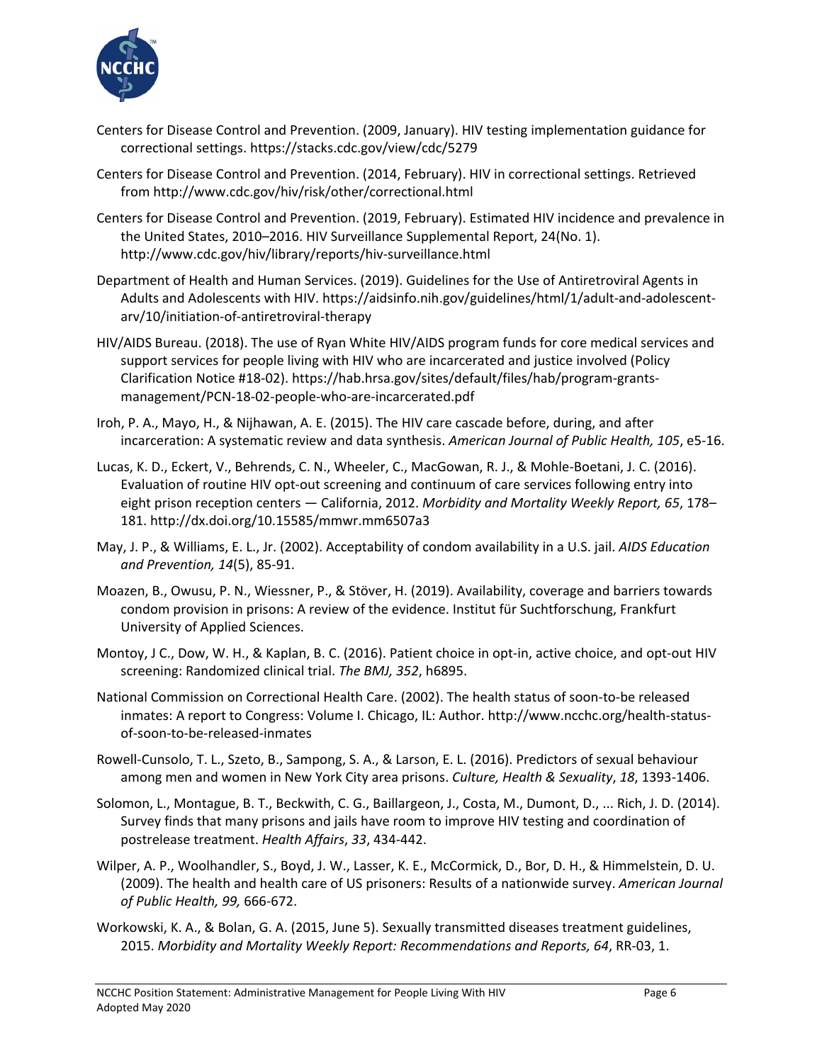Centers for Disease Control and Prevention. (2009, January). HIV testing implementation guidance for correctional settings. https://stacks.cdc.gov/view/cdc/5279

Centers for Disease Control and Prevention. (2014, February). HIV in correctional settings. Retrieved from http://www.cdc.gov/hiv/risk/other/correctional.html

Centers for Disease Control and Prevention. (2019, February). Estimated HIV incidence and prevalence in the United States, 2010–2016. HIV Surveillance Supplemental Report, 24(No. 1). http://www.cdc.gov/hiv/library/reports/hiv-surveillance.html

Department of Health and Human Services. (2019). Guidelines for the Use of Antiretroviral Agents in Adults and Adolescents with HIV. https://aidsinfo.nih.gov/guidelines/html/1/adult-and-adolescent-arv/10/initiation-of-antiretroviral-therapy

HIV/AIDS Bureau. (2018). The use of Ryan White HIV/AIDS program funds for core medical services and support services for people living with HIV who are incarcerated and justice involved (Policy Clarification Notice #18-02). https://hab.hrsa.gov/sites/default/files/hab/program-grants-management/PCN-18-02-people-who-are-incarcerated.pdf

Iroh, P. A., Mayo, H., & Nijhawan, A. E. (2015). The HIV care cascade before, during, and after incarceration: A systematic review and data synthesis. *American Journal of Public Health, 105*, e5-16.

Lucas, K. D., Eckert, V., Behrends, C. N., Wheeler, C., MacGowan, R. J., & Mohle-Boetani, J. C. (2016). Evaluation of routine HIV opt-out screening and continuum of care services following entry into eight prison reception centers — California, 2012. *Morbidity and Mortality Weekly Report, 65*, 178–181. http://dx.doi.org/10.15585/mmwr.mm6507a3

May, J. P., & Williams, E. L., Jr. (2002). Acceptability of condom availability in a U.S. jail. *AIDS Education and Prevention, 14*(5), 85-91.

Moazen, B., Owusu, P. N., Wiessner, P., & Stöver, H. (2019). Availability, coverage and barriers towards condom provision in prisons: A review of the evidence. Institut für Suchtforschung, Frankfurt University of Applied Sciences.

Montoy, J C., Dow, W. H., & Kaplan, B. C. (2016). Patient choice in opt-in, active choice, and opt-out HIV screening: Randomized clinical trial. *The BMJ, 352*, h6895.

National Commission on Correctional Health Care. (2002). The health status of soon-to-be released inmates: A report to Congress: Volume I. Chicago, IL: Author. http://www.ncchc.org/health-status-of-soon-to-be-released-inmates

Rowell-Cunsolo, T. L., Szeto, B., Sampong, S. A., & Larson, E. L. (2016). Predictors of sexual behaviour among men and women in New York City area prisons. *Culture, Health & Sexuality*, *18*, 1393-1406.

Solomon, L., Montague, B. T., Beckwith, C. G., Baillargeon, J., Costa, M., Dumont, D., ... Rich, J. D. (2014). Survey finds that many prisons and jails have room to improve HIV testing and coordination of postrelease treatment. *Health Affairs*, *33*, 434-442.

Wilper, A. P., Woolhandler, S., Boyd, J. W., Lasser, K. E., McCormick, D., Bor, D. H., & Himmelstein, D. U. (2009). The health and health care of US prisoners: Results of a nationwide survey. *American Journal of Public Health, 99,* 666-672.

Workowski, K. A., & Bolan, G. A. (2015, June 5). Sexually transmitted diseases treatment guidelines, 2015. *Morbidity and Mortality Weekly Report: Recommendations and Reports, 64*, RR-03, 1.